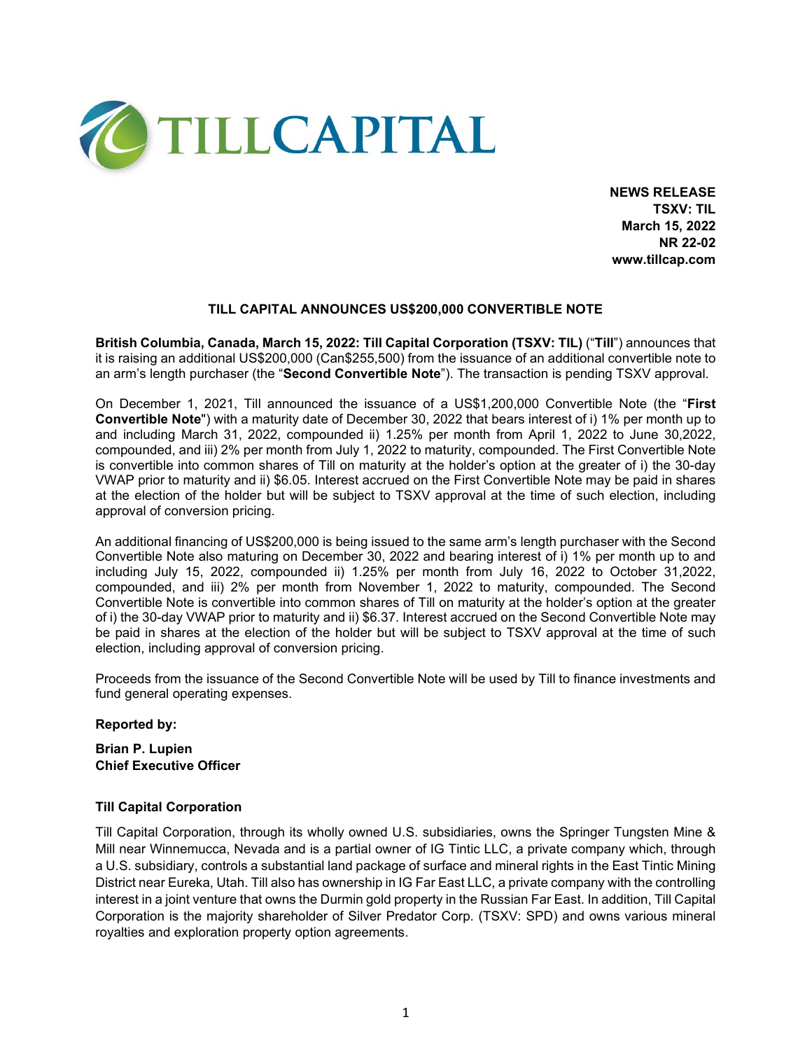TILLCAPITAL

**NEWS RELEASE**
**TSXV: TIL**
**March 15, 2022**
**NR 22-02**
**www.tillcap.com**

## TILL CAPITAL ANNOUNCES US$200,000 CONVERTIBLE NOTE

**British Columbia, Canada, March 15, 2022: Till Capital Corporation (TSXV: TIL)** ("**Till**") announces that it is raising an additional US$200,000 (Can$255,500) from the issuance of an additional convertible note to an arm's length purchaser (the "**Second Convertible Note**"). The transaction is pending TSXV approval.

On December 1, 2021, Till announced the issuance of a US$1,200,000 Convertible Note (the "**First Convertible Note**") with a maturity date of December 30, 2022 that bears interest of i) 1% per month up to and including March 31, 2022, compounded ii) 1.25% per month from April 1, 2022 to June 30,2022, compounded, and iii) 2% per month from July 1, 2022 to maturity, compounded. The First Convertible Note is convertible into common shares of Till on maturity at the holder's option at the greater of i) the 30-day VWAP prior to maturity and ii) $6.05. Interest accrued on the First Convertible Note may be paid in shares at the election of the holder but will be subject to TSXV approval at the time of such election, including approval of conversion pricing.

An additional financing of US$200,000 is being issued to the same arm's length purchaser with the Second Convertible Note also maturing on December 30, 2022 and bearing interest of i) 1% per month up to and including July 15, 2022, compounded ii) 1.25% per month from July 16, 2022 to October 31,2022, compounded, and iii) 2% per month from November 1, 2022 to maturity, compounded. The Second Convertible Note is convertible into common shares of Till on maturity at the holder's option at the greater of i) the 30-day VWAP prior to maturity and ii) $6.37. Interest accrued on the Second Convertible Note may be paid in shares at the election of the holder but will be subject to TSXV approval at the time of such election, including approval of conversion pricing.

Proceeds from the issuance of the Second Convertible Note will be used by Till to finance investments and fund general operating expenses.

**Reported by:**

**Brian P. Lupien**
**Chief Executive Officer**

**Till Capital Corporation**

Till Capital Corporation, through its wholly owned U.S. subsidiaries, owns the Springer Tungsten Mine & Mill near Winnemucca, Nevada and is a partial owner of IG Tintic LLC, a private company which, through a U.S. subsidiary, controls a substantial land package of surface and mineral rights in the East Tintic Mining District near Eureka, Utah. Till also has ownership in IG Far East LLC, a private company with the controlling interest in a joint venture that owns the Durmin gold property in the Russian Far East. In addition, Till Capital Corporation is the majority shareholder of Silver Predator Corp. (TSXV: SPD) and owns various mineral royalties and exploration property option agreements.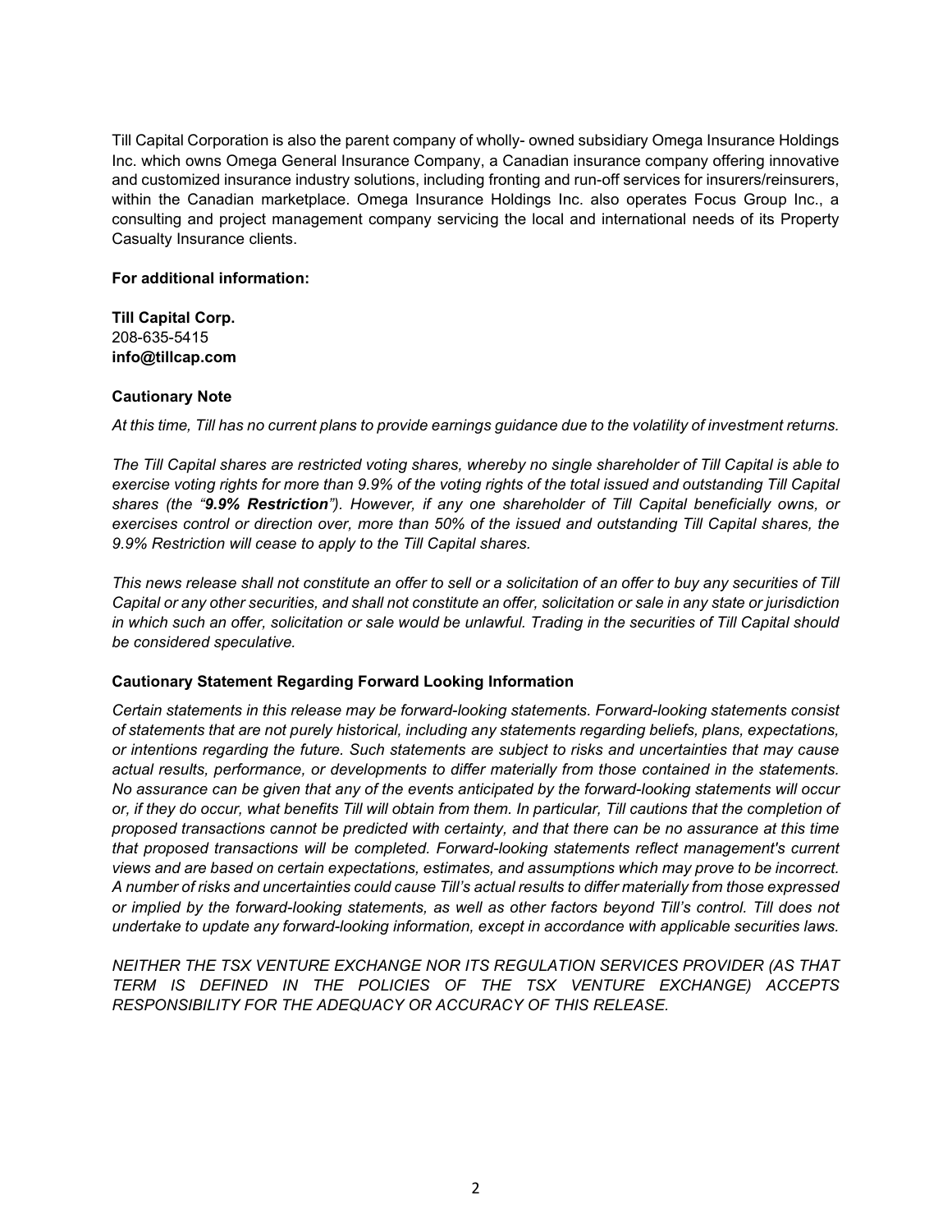Till Capital Corporation is also the parent company of wholly- owned subsidiary Omega Insurance Holdings Inc. which owns Omega General Insurance Company, a Canadian insurance company offering innovative and customized insurance industry solutions, including fronting and run-off services for insurers/reinsurers, within the Canadian marketplace. Omega Insurance Holdings Inc. also operates Focus Group Inc., a consulting and project management company servicing the local and international needs of its Property Casualty Insurance clients.

**For additional information:**

**Till Capital Corp.**
208-635-5415
**info@tillcap.com**

**Cautionary Note**

*At this time, Till has no current plans to provide earnings guidance due to the volatility of investment returns.*

*The Till Capital shares are restricted voting shares, whereby no single shareholder of Till Capital is able to exercise voting rights for more than 9.9% of the voting rights of the total issued and outstanding Till Capital shares (the "**9.9% Restriction**"). However, if any one shareholder of Till Capital beneficially owns, or exercises control or direction over, more than 50% of the issued and outstanding Till Capital shares, the 9.9% Restriction will cease to apply to the Till Capital shares.*

*This news release shall not constitute an offer to sell or a solicitation of an offer to buy any securities of Till Capital or any other securities, and shall not constitute an offer, solicitation or sale in any state or jurisdiction in which such an offer, solicitation or sale would be unlawful. Trading in the securities of Till Capital should be considered speculative.*

**Cautionary Statement Regarding Forward Looking Information**

*Certain statements in this release may be forward-looking statements. Forward-looking statements consist of statements that are not purely historical, including any statements regarding beliefs, plans, expectations, or intentions regarding the future. Such statements are subject to risks and uncertainties that may cause actual results, performance, or developments to differ materially from those contained in the statements. No assurance can be given that any of the events anticipated by the forward-looking statements will occur or, if they do occur, what benefits Till will obtain from them. In particular, Till cautions that the completion of proposed transactions cannot be predicted with certainty, and that there can be no assurance at this time that proposed transactions will be completed. Forward-looking statements reflect management's current views and are based on certain expectations, estimates, and assumptions which may prove to be incorrect. A number of risks and uncertainties could cause Till's actual results to differ materially from those expressed or implied by the forward-looking statements, as well as other factors beyond Till's control. Till does not undertake to update any forward-looking information, except in accordance with applicable securities laws.*

*NEITHER THE TSX VENTURE EXCHANGE NOR ITS REGULATION SERVICES PROVIDER (AS THAT TERM IS DEFINED IN THE POLICIES OF THE TSX VENTURE EXCHANGE) ACCEPTS RESPONSIBILITY FOR THE ADEQUACY OR ACCURACY OF THIS RELEASE.*